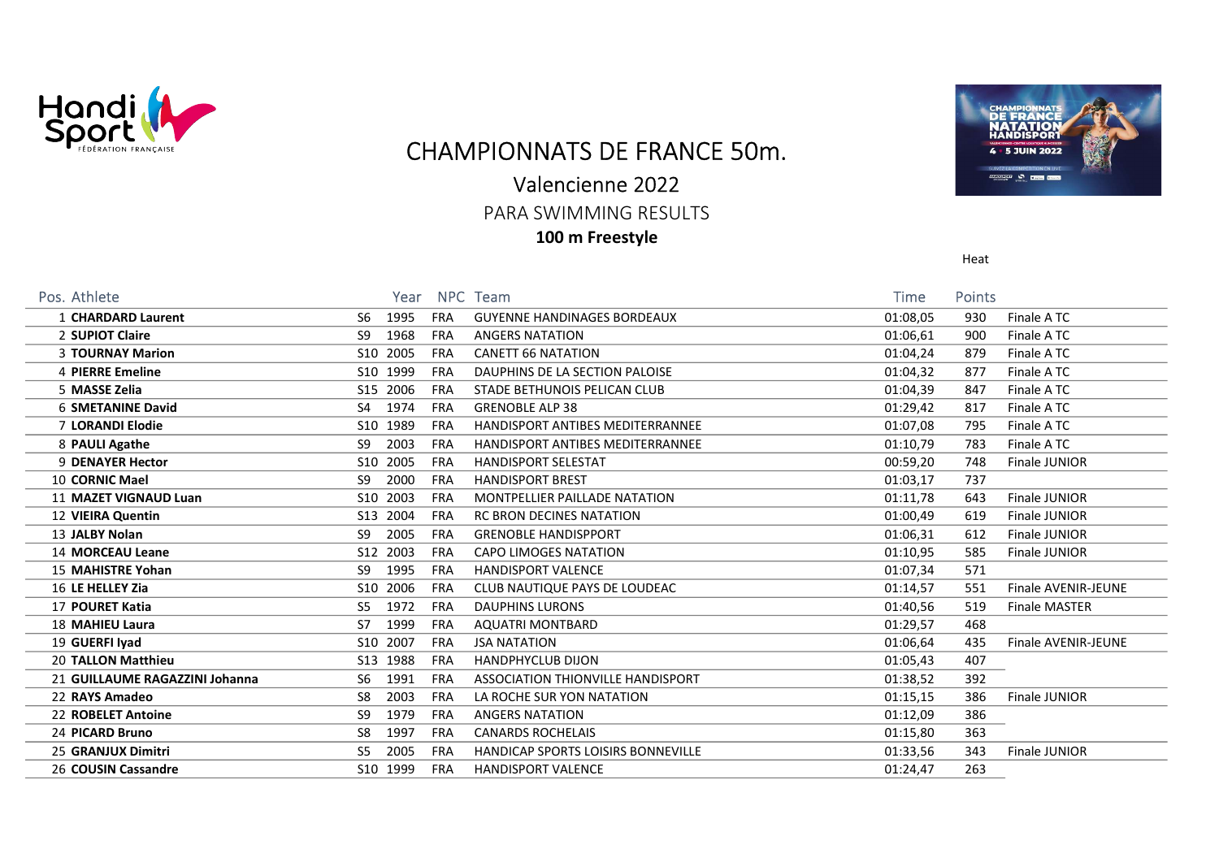# CHAMPIONNATS DE FRANCE 50m.

## Valencienne 2022

### PARA SWIMMING RESULTS

**100 m Freestyle**

Heat

| Pos. | Athlete | | Year | NPC | Team | Time | Points | |
|---|---|---|---|---|---|---|---|---|
| 1 | **CHARDARD Laurent** | S6 | 1995 | FRA | GUYENNE HANDINAGES BORDEAUX | 01:08,05 | 930 | Finale A TC |
| 2 | **SUPIOT Claire** | S9 | 1968 | FRA | ANGERS NATATION | 01:06,61 | 900 | Finale A TC |
| 3 | **TOURNAY Marion** | S10 | 2005 | FRA | CANETT 66 NATATION | 01:04,24 | 879 | Finale A TC |
| 4 | **PIERRE Emeline** | S10 | 1999 | FRA | DAUPHINS DE LA SECTION PALOISE | 01:04,32 | 877 | Finale A TC |
| 5 | **MASSE Zelia** | S15 | 2006 | FRA | STADE BETHUNOIS PELICAN CLUB | 01:04,39 | 847 | Finale A TC |
| 6 | **SMETANINE David** | S4 | 1974 | FRA | GRENOBLE ALP 38 | 01:29,42 | 817 | Finale A TC |
| 7 | **LORANDI Elodie** | S10 | 1989 | FRA | HANDISPORT ANTIBES MEDITERRANNEE | 01:07,08 | 795 | Finale A TC |
| 8 | **PAULI Agathe** | S9 | 2003 | FRA | HANDISPORT ANTIBES MEDITERRANNEE | 01:10,79 | 783 | Finale A TC |
| 9 | **DENAYER Hector** | S10 | 2005 | FRA | HANDISPORT SELESTAT | 00:59,20 | 748 | Finale JUNIOR |
| 10 | **CORNIC Mael** | S9 | 2000 | FRA | HANDISPORT BREST | 01:03,17 | 737 | |
| 11 | **MAZET VIGNAUD Luan** | S10 | 2003 | FRA | MONTPELLIER PAILLADE NATATION | 01:11,78 | 643 | Finale JUNIOR |
| 12 | **VIEIRA Quentin** | S13 | 2004 | FRA | RC BRON DECINES NATATION | 01:00,49 | 619 | Finale JUNIOR |
| 13 | **JALBY Nolan** | S9 | 2005 | FRA | GRENOBLE HANDISPPORT | 01:06,31 | 612 | Finale JUNIOR |
| 14 | **MORCEAU Leane** | S12 | 2003 | FRA | CAPO LIMOGES NATATION | 01:10,95 | 585 | Finale JUNIOR |
| 15 | **MAHISTRE Yohan** | S9 | 1995 | FRA | HANDISPORT VALENCE | 01:07,34 | 571 | |
| 16 | **LE HELLEY Zia** | S10 | 2006 | FRA | CLUB NAUTIQUE PAYS DE LOUDEAC | 01:14,57 | 551 | Finale AVENIR-JEUNE |
| 17 | **POURET Katia** | S5 | 1972 | FRA | DAUPHINS LURONS | 01:40,56 | 519 | Finale MASTER |
| 18 | **MAHIEU Laura** | S7 | 1999 | FRA | AQUATRI MONTBARD | 01:29,57 | 468 | |
| 19 | **GUERFI Iyad** | S10 | 2007 | FRA | JSA NATATION | 01:06,64 | 435 | Finale AVENIR-JEUNE |
| 20 | **TALLON Matthieu** | S13 | 1988 | FRA | HANDPHYCLUB DIJON | 01:05,43 | 407 | |
| 21 | **GUILLAUME RAGAZZINI Johanna** | S6 | 1991 | FRA | ASSOCIATION THIONVILLE HANDISPORT | 01:38,52 | 392 | |
| 22 | **RAYS Amadeo** | S8 | 2003 | FRA | LA ROCHE SUR YON NATATION | 01:15,15 | 386 | Finale JUNIOR |
| 22 | **ROBELET Antoine** | S9 | 1979 | FRA | ANGERS NATATION | 01:12,09 | 386 | |
| 24 | **PICARD Bruno** | S8 | 1997 | FRA | CANARDS ROCHELAIS | 01:15,80 | 363 | |
| 25 | **GRANJUX Dimitri** | S5 | 2005 | FRA | HANDICAP SPORTS LOISIRS BONNEVILLE | 01:33,56 | 343 | Finale JUNIOR |
| 26 | **COUSIN Cassandre** | S10 | 1999 | FRA | HANDISPORT VALENCE | 01:24,47 | 263 | |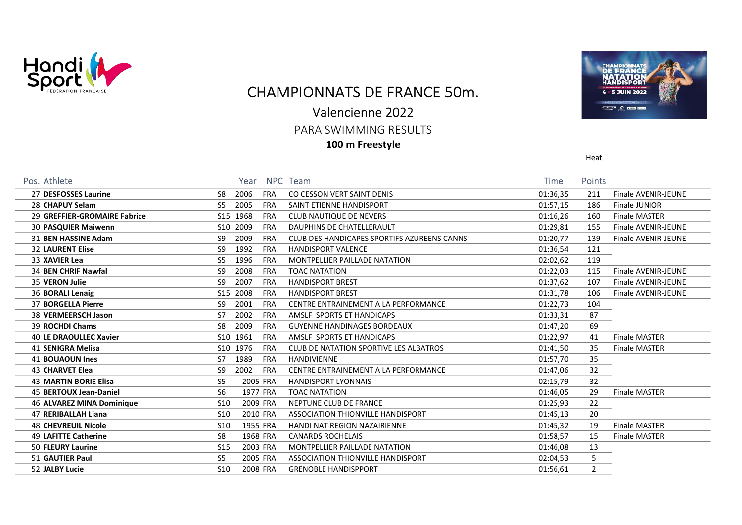# CHAMPIONNATS DE FRANCE 50m.

## Valencienne 2022

### PARA SWIMMING RESULTS

**100 m Freestyle**

Heat

| Pos. | Athlete | | Year | NPC | Team | Time | Points | |
|---|---|---|---|---|---|---|---|---|
| 27 | **DESFOSSES Laurine** | S8 | 2006 | FRA | CO CESSON VERT SAINT DENIS | 01:36,35 | 211 | Finale AVENIR-JEUNE |
| 28 | **CHAPUY Selam** | S5 | 2005 | FRA | SAINT ETIENNE HANDISPORT | 01:57,15 | 186 | Finale JUNIOR |
| 29 | **GREFFIER-GROMAIRE Fabrice** | S15 | 1968 | FRA | CLUB NAUTIQUE DE NEVERS | 01:16,26 | 160 | Finale MASTER |
| 30 | **PASQUIER Maiwenn** | S10 | 2009 | FRA | DAUPHINS DE CHATELLERAULT | 01:29,81 | 155 | Finale AVENIR-JEUNE |
| 31 | **BEN HASSINE Adam** | S9 | 2009 | FRA | CLUB DES HANDICAPES SPORTIFS AZUREENS CANNS | 01:20,77 | 139 | Finale AVENIR-JEUNE |
| 32 | **LAURENT Elise** | S9 | 1992 | FRA | HANDISPORT VALENCE | 01:36,54 | 121 | |
| 33 | **XAVIER Lea** | S5 | 1996 | FRA | MONTPELLIER PAILLADE NATATION | 02:02,62 | 119 | |
| 34 | **BEN CHRIF Nawfal** | S9 | 2008 | FRA | TOAC NATATION | 01:22,03 | 115 | Finale AVENIR-JEUNE |
| 35 | **VERON Julie** | S9 | 2007 | FRA | HANDISPORT BREST | 01:37,62 | 107 | Finale AVENIR-JEUNE |
| 36 | **BORALI Lenaig** | S15 | 2008 | FRA | HANDISPORT BREST | 01:31,78 | 106 | Finale AVENIR-JEUNE |
| 37 | **BORGELLA Pierre** | S9 | 2001 | FRA | CENTRE ENTRAINEMENT A LA PERFORMANCE | 01:22,73 | 104 | |
| 38 | **VERMEERSCH Jason** | S7 | 2002 | FRA | AMSLF SPORTS ET HANDICAPS | 01:33,31 | 87 | |
| 39 | **ROCHDI Chams** | S8 | 2009 | FRA | GUYENNE HANDINAGES BORDEAUX | 01:47,20 | 69 | |
| 40 | **LE DRAOULLEC Xavier** | S10 | 1961 | FRA | AMSLF SPORTS ET HANDICAPS | 01:22,97 | 41 | Finale MASTER |
| 41 | **SENIGRA Melisa** | S10 | 1976 | FRA | CLUB DE NATATION SPORTIVE LES ALBATROS | 01:41,50 | 35 | Finale MASTER |
| 41 | **BOUAOUN Ines** | S7 | 1989 | FRA | HANDIVIENNE | 01:57,70 | 35 | |
| 43 | **CHARVET Elea** | S9 | 2002 | FRA | CENTRE ENTRAINEMENT A LA PERFORMANCE | 01:47,06 | 32 | |
| 43 | **MARTIN BORIE Elisa** | S5 | 2005 | FRA | HANDISPORT LYONNAIS | 02:15,79 | 32 | |
| 45 | **BERTOUX Jean-Daniel** | S6 | 1977 | FRA | TOAC NATATION | 01:46,05 | 29 | Finale MASTER |
| 46 | **ALVAREZ MINA Dominique** | S10 | 2009 | FRA | NEPTUNE CLUB DE FRANCE | 01:25,93 | 22 | |
| 47 | **RERIBALLAH Liana** | S10 | 2010 | FRA | ASSOCIATION THIONVILLE HANDISPORT | 01:45,13 | 20 | |
| 48 | **CHEVREUIL Nicole** | S10 | 1955 | FRA | HANDI NAT REGION NAZAIRIENNE | 01:45,32 | 19 | Finale MASTER |
| 49 | **LAFITTE Catherine** | S8 | 1968 | FRA | CANARDS ROCHELAIS | 01:58,57 | 15 | Finale MASTER |
| 50 | **FLEURY Laurine** | S15 | 2003 | FRA | MONTPELLIER PAILLADE NATATION | 01:46,08 | 13 | |
| 51 | **GAUTIER Paul** | S5 | 2005 | FRA | ASSOCIATION THIONVILLE HANDISPORT | 02:04,53 | 5 | |
| 52 | **JALBY Lucie** | S10 | 2008 | FRA | GRENOBLE HANDISPPORT | 01:56,61 | 2 | |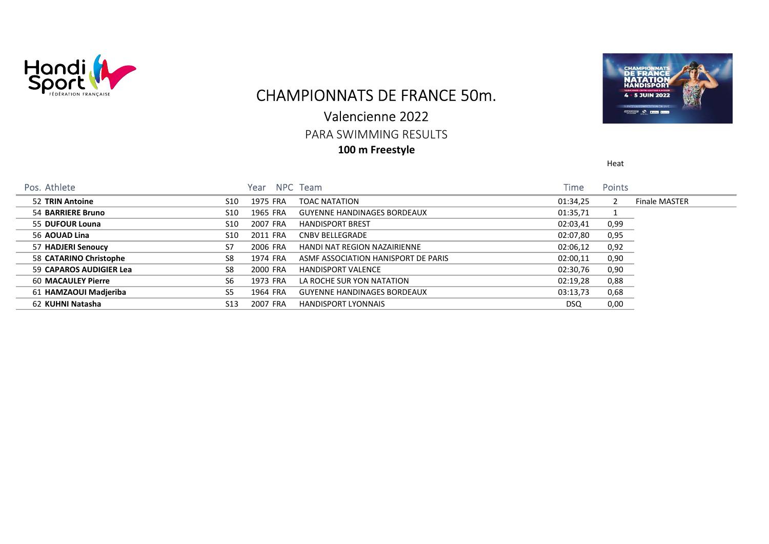# CHAMPIONNATS DE FRANCE 50m.

## Valencienne 2022

### PARA SWIMMING RESULTS

**100 m Freestyle**

Heat

| Pos. | Athlete | | Year | NPC | Team | Time | Points | |
|---|---|---|---|---|---|---|---|---|
| 52 | **TRIN Antoine** | S10 | 1975 | FRA | TOAC NATATION | 01:34,25 | 2 | Finale MASTER |
| 54 | **BARRIERE Bruno** | S10 | 1965 | FRA | GUYENNE HANDINAGES BORDEAUX | 01:35,71 | 1 | |
| 55 | **DUFOUR Louna** | S10 | 2007 | FRA | HANDISPORT BREST | 02:03,41 | 0,99 | |
| 56 | **AOUAD Lina** | S10 | 2011 | FRA | CNBV BELLEGRADE | 02:07,80 | 0,95 | |
| 57 | **HADJERI Senoucy** | S7 | 2006 | FRA | HANDI NAT REGION NAZAIRIENNE | 02:06,12 | 0,92 | |
| 58 | **CATARINO Christophe** | S8 | 1974 | FRA | ASMF ASSOCIATION HANISPORT DE PARIS | 02:00,11 | 0,90 | |
| 59 | **CAPAROS AUDIGIER Lea** | S8 | 2000 | FRA | HANDISPORT VALENCE | 02:30,76 | 0,90 | |
| 60 | **MACAULEY Pierre** | S6 | 1973 | FRA | LA ROCHE SUR YON NATATION | 02:19,28 | 0,88 | |
| 61 | **HAMZAOUI Madjeriba** | S5 | 1964 | FRA | GUYENNE HANDINAGES BORDEAUX | 03:13,73 | 0,68 | |
| 62 | **KUHNI Natasha** | S13 | 2007 | FRA | HANDISPORT LYONNAIS | DSQ | 0,00 | |